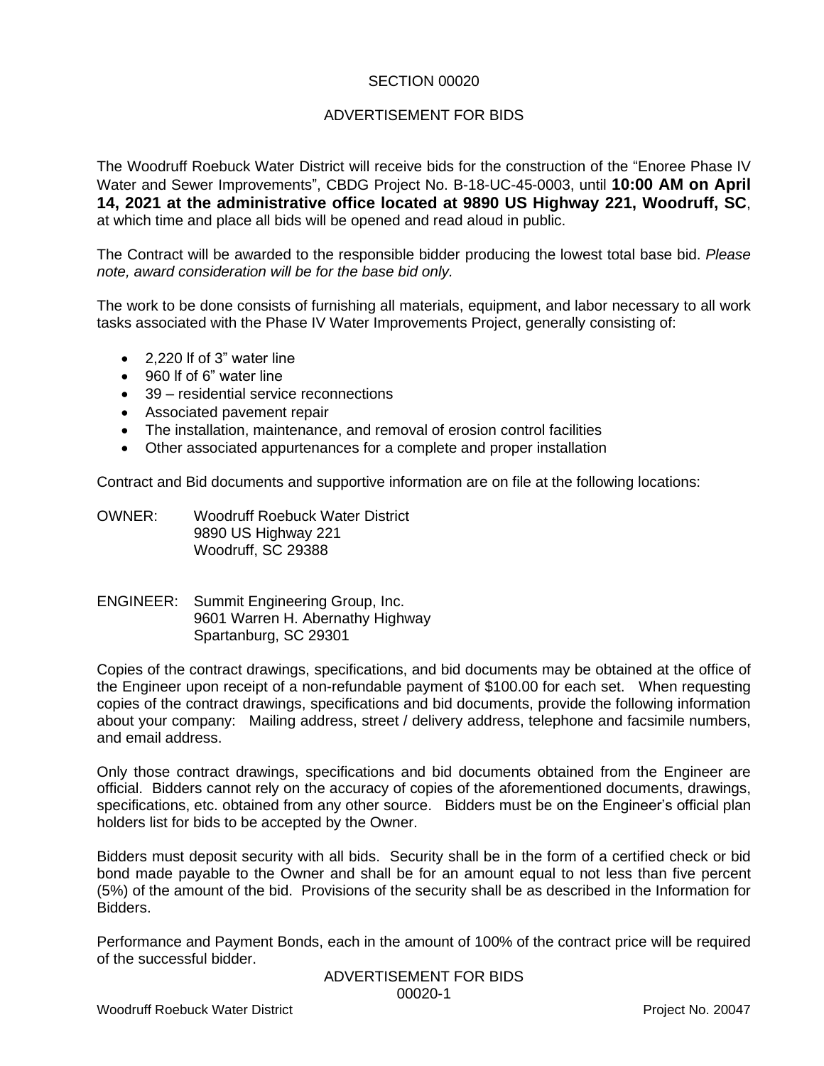# SECTION 00020

## ADVERTISEMENT FOR BIDS

The Woodruff Roebuck Water District will receive bids for the construction of the "Enoree Phase IV Water and Sewer Improvements", CBDG Project No. B-18-UC-45-0003, until **10:00 AM on April 14, 2021 at the administrative office located at 9890 US Highway 221, Woodruff, SC**, at which time and place all bids will be opened and read aloud in public.

The Contract will be awarded to the responsible bidder producing the lowest total base bid. *Please note, award consideration will be for the base bid only.*

The work to be done consists of furnishing all materials, equipment, and labor necessary to all work tasks associated with the Phase IV Water Improvements Project, generally consisting of:

- 2,220 lf of 3" water line
- 960 lf of 6" water line
- 39 – residential service reconnections
- Associated pavement repair
- The installation, maintenance, and removal of erosion control facilities
- Other associated appurtenances for a complete and proper installation

Contract and Bid documents and supportive information are on file at the following locations:

OWNER: Woodruff Roebuck Water District
9890 US Highway 221
Woodruff, SC 29388

ENGINEER: Summit Engineering Group, Inc.
9601 Warren H. Abernathy Highway
Spartanburg, SC 29301

Copies of the contract drawings, specifications, and bid documents may be obtained at the office of the Engineer upon receipt of a non-refundable payment of $100.00 for each set. When requesting copies of the contract drawings, specifications and bid documents, provide the following information about your company: Mailing address, street / delivery address, telephone and facsimile numbers, and email address.

Only those contract drawings, specifications and bid documents obtained from the Engineer are official. Bidders cannot rely on the accuracy of copies of the aforementioned documents, drawings, specifications, etc. obtained from any other source. Bidders must be on the Engineer's official plan holders list for bids to be accepted by the Owner.

Bidders must deposit security with all bids. Security shall be in the form of a certified check or bid bond made payable to the Owner and shall be for an amount equal to not less than five percent (5%) of the amount of the bid. Provisions of the security shall be as described in the Information for Bidders.

Performance and Payment Bonds, each in the amount of 100% of the contract price will be required of the successful bidder.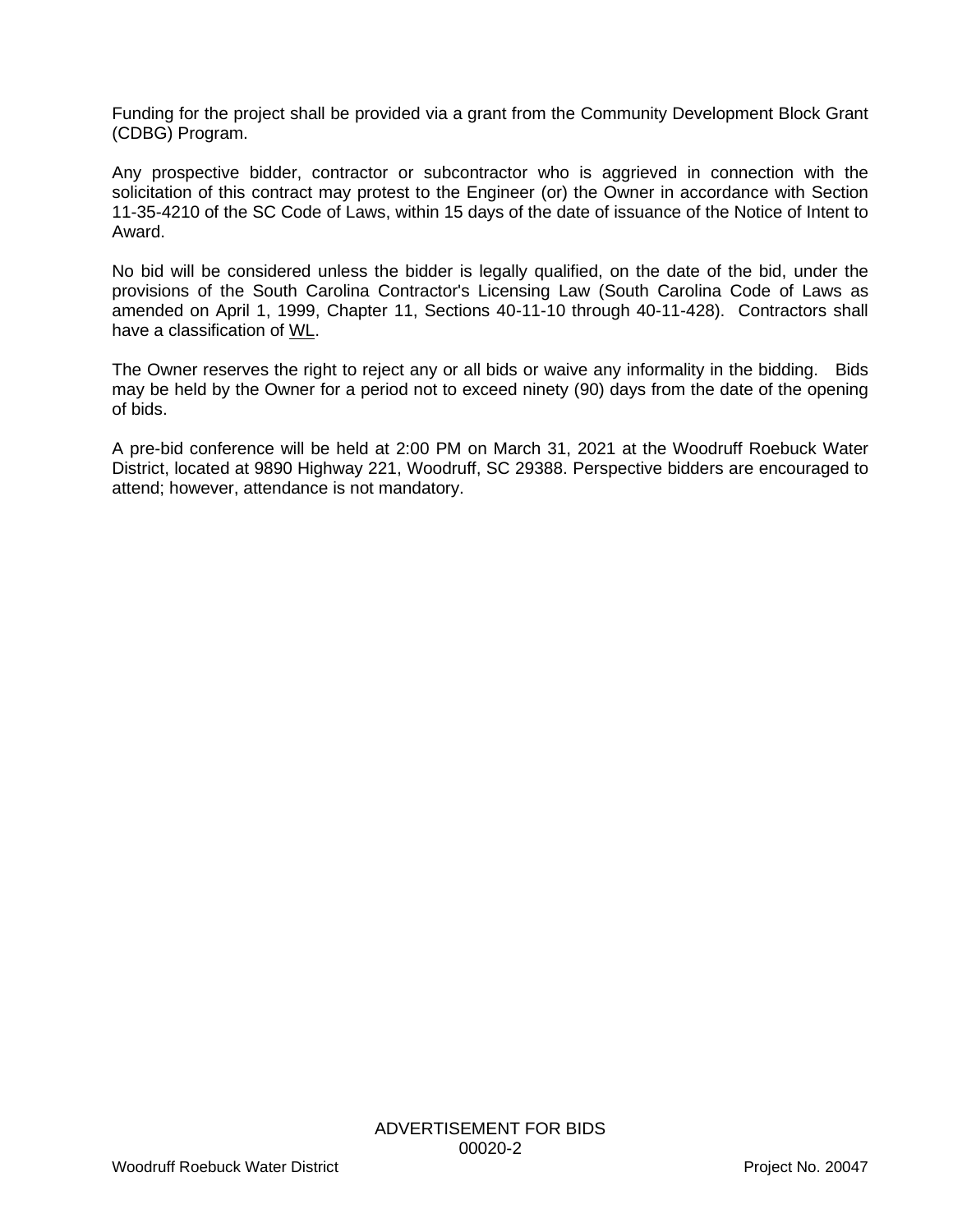Funding for the project shall be provided via a grant from the Community Development Block Grant (CDBG) Program.

Any prospective bidder, contractor or subcontractor who is aggrieved in connection with the solicitation of this contract may protest to the Engineer (or) the Owner in accordance with Section 11-35-4210 of the SC Code of Laws, within 15 days of the date of issuance of the Notice of Intent to Award.

No bid will be considered unless the bidder is legally qualified, on the date of the bid, under the provisions of the South Carolina Contractor's Licensing Law (South Carolina Code of Laws as amended on April 1, 1999, Chapter 11, Sections 40-11-10 through 40-11-428). Contractors shall have a classification of WL.

The Owner reserves the right to reject any or all bids or waive any informality in the bidding. Bids may be held by the Owner for a period not to exceed ninety (90) days from the date of the opening of bids.

A pre-bid conference will be held at 2:00 PM on March 31, 2021 at the Woodruff Roebuck Water District, located at 9890 Highway 221, Woodruff, SC 29388. Perspective bidders are encouraged to attend; however, attendance is not mandatory.